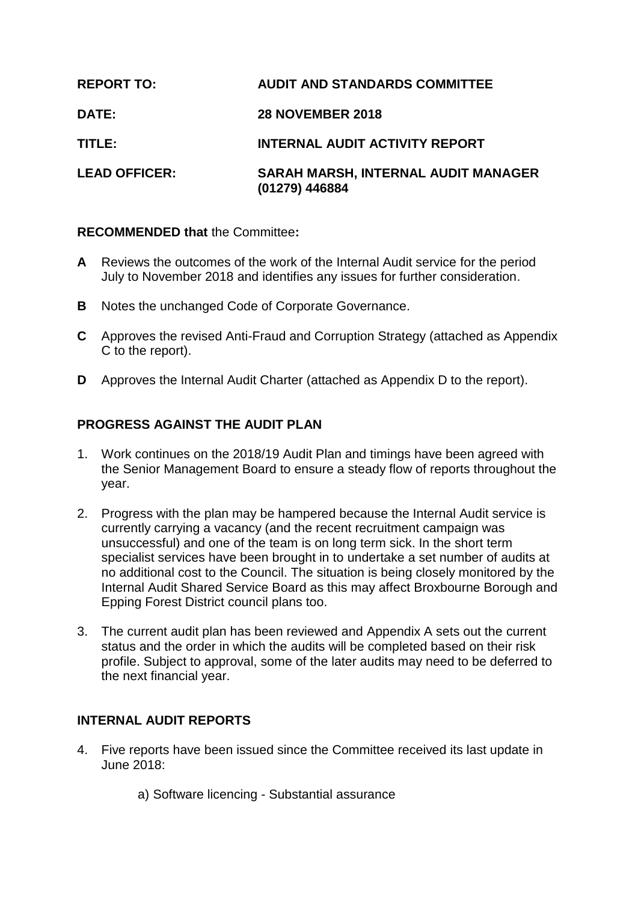| | |
|---|---|
| **REPORT TO:** | **AUDIT AND STANDARDS COMMITTEE** |
| **DATE:** | **28 NOVEMBER 2018** |
| **TITLE:** | **INTERNAL AUDIT ACTIVITY REPORT** |
| **LEAD OFFICER:** | **SARAH MARSH, INTERNAL AUDIT MANAGER (01279) 446884** |

**RECOMMENDED that** the Committee**:**

**A** Reviews the outcomes of the work of the Internal Audit service for the period July to November 2018 and identifies any issues for further consideration.

**B** Notes the unchanged Code of Corporate Governance.

**C** Approves the revised Anti-Fraud and Corruption Strategy (attached as Appendix C to the report).

**D** Approves the Internal Audit Charter (attached as Appendix D to the report).

## PROGRESS AGAINST THE AUDIT PLAN

1. Work continues on the 2018/19 Audit Plan and timings have been agreed with the Senior Management Board to ensure a steady flow of reports throughout the year.

2. Progress with the plan may be hampered because the Internal Audit service is currently carrying a vacancy (and the recent recruitment campaign was unsuccessful) and one of the team is on long term sick. In the short term specialist services have been brought in to undertake a set number of audits at no additional cost to the Council. The situation is being closely monitored by the Internal Audit Shared Service Board as this may affect Broxbourne Borough and Epping Forest District council plans too.

3. The current audit plan has been reviewed and Appendix A sets out the current status and the order in which the audits will be completed based on their risk profile. Subject to approval, some of the later audits may need to be deferred to the next financial year.

## INTERNAL AUDIT REPORTS

4. Five reports have been issued since the Committee received its last update in June 2018:

    a) Software licencing - Substantial assurance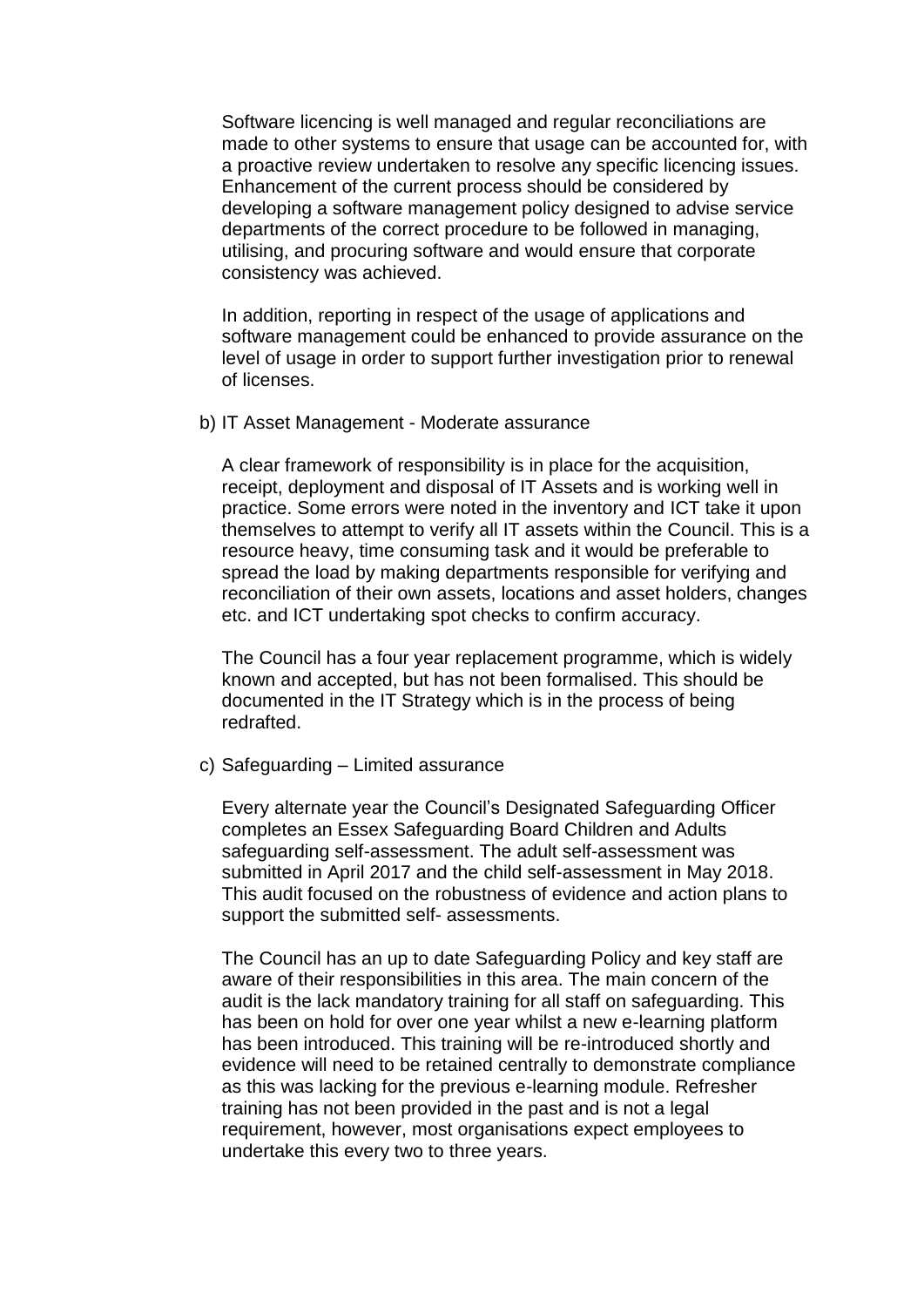Software licencing is well managed and regular reconciliations are made to other systems to ensure that usage can be accounted for, with a proactive review undertaken to resolve any specific licencing issues. Enhancement of the current process should be considered by developing a software management policy designed to advise service departments of the correct procedure to be followed in managing, utilising, and procuring software and would ensure that corporate consistency was achieved.

In addition, reporting in respect of the usage of applications and software management could be enhanced to provide assurance on the level of usage in order to support further investigation prior to renewal of licenses.

b) IT Asset Management - Moderate assurance

A clear framework of responsibility is in place for the acquisition, receipt, deployment and disposal of IT Assets and is working well in practice. Some errors were noted in the inventory and ICT take it upon themselves to attempt to verify all IT assets within the Council. This is a resource heavy, time consuming task and it would be preferable to spread the load by making departments responsible for verifying and reconciliation of their own assets, locations and asset holders, changes etc. and ICT undertaking spot checks to confirm accuracy.

The Council has a four year replacement programme, which is widely known and accepted, but has not been formalised. This should be documented in the IT Strategy which is in the process of being redrafted.

c) Safeguarding – Limited assurance

Every alternate year the Council's Designated Safeguarding Officer completes an Essex Safeguarding Board Children and Adults safeguarding self-assessment. The adult self-assessment was submitted in April 2017 and the child self-assessment in May 2018. This audit focused on the robustness of evidence and action plans to support the submitted self- assessments.

The Council has an up to date Safeguarding Policy and key staff are aware of their responsibilities in this area. The main concern of the audit is the lack mandatory training for all staff on safeguarding. This has been on hold for over one year whilst a new e-learning platform has been introduced. This training will be re-introduced shortly and evidence will need to be retained centrally to demonstrate compliance as this was lacking for the previous e-learning module. Refresher training has not been provided in the past and is not a legal requirement, however, most organisations expect employees to undertake this every two to three years.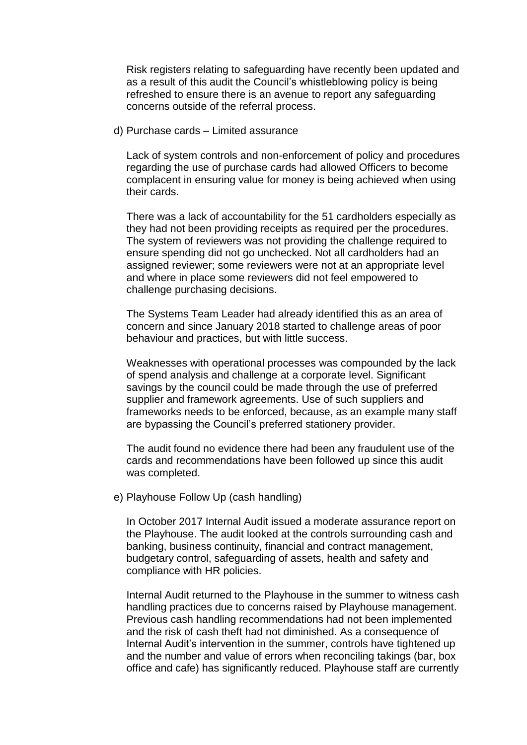Risk registers relating to safeguarding have recently been updated and as a result of this audit the Council's whistleblowing policy is being refreshed to ensure there is an avenue to report any safeguarding concerns outside of the referral process.

d) Purchase cards – Limited assurance

Lack of system controls and non-enforcement of policy and procedures regarding the use of purchase cards had allowed Officers to become complacent in ensuring value for money is being achieved when using their cards.

There was a lack of accountability for the 51 cardholders especially as they had not been providing receipts as required per the procedures. The system of reviewers was not providing the challenge required to ensure spending did not go unchecked. Not all cardholders had an assigned reviewer; some reviewers were not at an appropriate level and where in place some reviewers did not feel empowered to challenge purchasing decisions.

The Systems Team Leader had already identified this as an area of concern and since January 2018 started to challenge areas of poor behaviour and practices, but with little success.

Weaknesses with operational processes was compounded by the lack of spend analysis and challenge at a corporate level. Significant savings by the council could be made through the use of preferred supplier and framework agreements. Use of such suppliers and frameworks needs to be enforced, because, as an example many staff are bypassing the Council's preferred stationery provider.

The audit found no evidence there had been any fraudulent use of the cards and recommendations have been followed up since this audit was completed.

e) Playhouse Follow Up (cash handling)

In October 2017 Internal Audit issued a moderate assurance report on the Playhouse. The audit looked at the controls surrounding cash and banking, business continuity, financial and contract management, budgetary control, safeguarding of assets, health and safety and compliance with HR policies.

Internal Audit returned to the Playhouse in the summer to witness cash handling practices due to concerns raised by Playhouse management. Previous cash handling recommendations had not been implemented and the risk of cash theft had not diminished. As a consequence of Internal Audit's intervention in the summer, controls have tightened up and the number and value of errors when reconciling takings (bar, box office and cafe) has significantly reduced. Playhouse staff are currently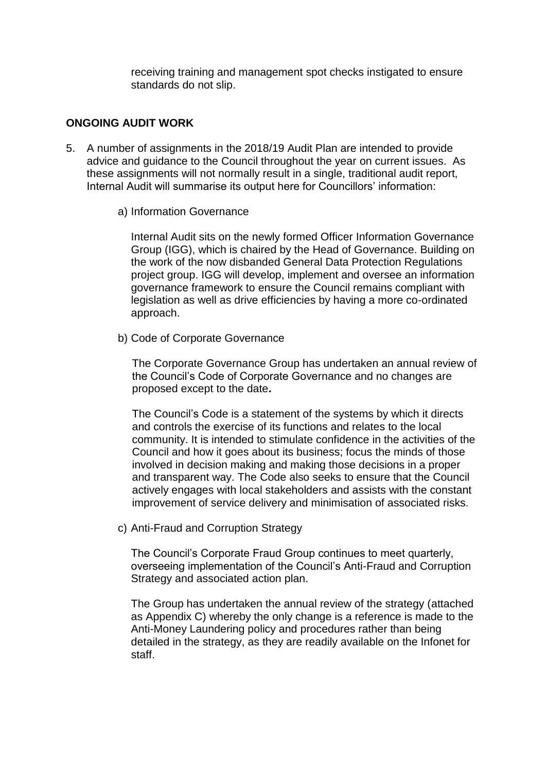receiving training and management spot checks instigated to ensure standards do not slip.

## ONGOING AUDIT WORK

5. A number of assignments in the 2018/19 Audit Plan are intended to provide advice and guidance to the Council throughout the year on current issues. As these assignments will not normally result in a single, traditional audit report, Internal Audit will summarise its output here for Councillors' information:

   a) Information Governance

   Internal Audit sits on the newly formed Officer Information Governance Group (IGG), which is chaired by the Head of Governance. Building on the work of the now disbanded General Data Protection Regulations project group. IGG will develop, implement and oversee an information governance framework to ensure the Council remains compliant with legislation as well as drive efficiencies by having a more co-ordinated approach.

   b) Code of Corporate Governance

   The Corporate Governance Group has undertaken an annual review of the Council's Code of Corporate Governance and no changes are proposed except to the date**.**

   The Council's Code is a statement of the systems by which it directs and controls the exercise of its functions and relates to the local community. It is intended to stimulate confidence in the activities of the Council and how it goes about its business; focus the minds of those involved in decision making and making those decisions in a proper and transparent way. The Code also seeks to ensure that the Council actively engages with local stakeholders and assists with the constant improvement of service delivery and minimisation of associated risks.

   c) Anti-Fraud and Corruption Strategy

   The Council's Corporate Fraud Group continues to meet quarterly, overseeing implementation of the Council's Anti-Fraud and Corruption Strategy and associated action plan.

   The Group has undertaken the annual review of the strategy (attached as Appendix C) whereby the only change is a reference is made to the Anti-Money Laundering policy and procedures rather than being detailed in the strategy, as they are readily available on the Infonet for staff.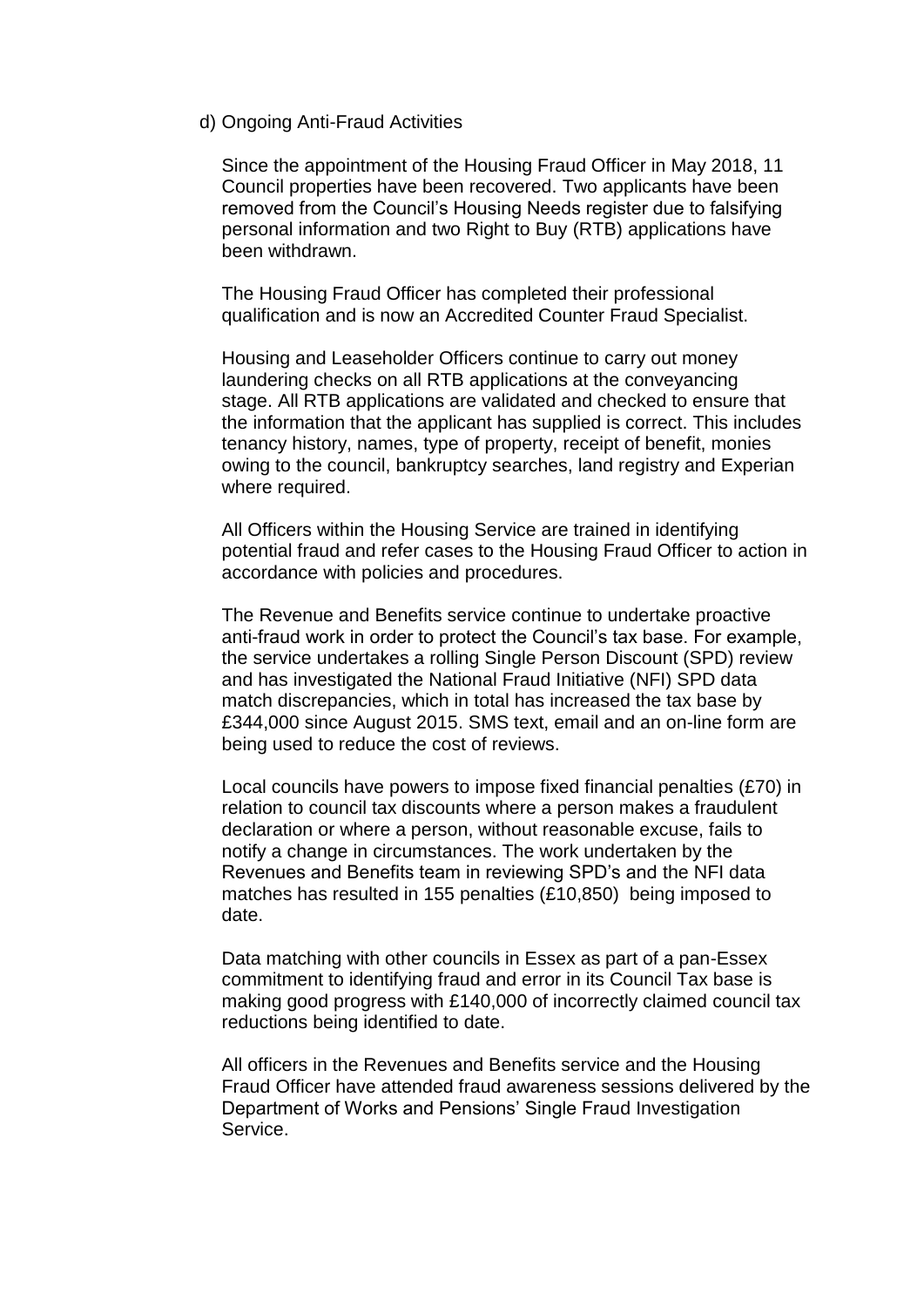d) Ongoing Anti-Fraud Activities

Since the appointment of the Housing Fraud Officer in May 2018, 11 Council properties have been recovered. Two applicants have been removed from the Council's Housing Needs register due to falsifying personal information and two Right to Buy (RTB) applications have been withdrawn.

The Housing Fraud Officer has completed their professional qualification and is now an Accredited Counter Fraud Specialist.

Housing and Leaseholder Officers continue to carry out money laundering checks on all RTB applications at the conveyancing stage. All RTB applications are validated and checked to ensure that the information that the applicant has supplied is correct. This includes tenancy history, names, type of property, receipt of benefit, monies owing to the council, bankruptcy searches, land registry and Experian where required.

All Officers within the Housing Service are trained in identifying potential fraud and refer cases to the Housing Fraud Officer to action in accordance with policies and procedures.

The Revenue and Benefits service continue to undertake proactive anti-fraud work in order to protect the Council's tax base. For example, the service undertakes a rolling Single Person Discount (SPD) review and has investigated the National Fraud Initiative (NFI) SPD data match discrepancies, which in total has increased the tax base by £344,000 since August 2015. SMS text, email and an on-line form are being used to reduce the cost of reviews.

Local councils have powers to impose fixed financial penalties (£70) in relation to council tax discounts where a person makes a fraudulent declaration or where a person, without reasonable excuse, fails to notify a change in circumstances. The work undertaken by the Revenues and Benefits team in reviewing SPD's and the NFI data matches has resulted in 155 penalties (£10,850) being imposed to date.

Data matching with other councils in Essex as part of a pan-Essex commitment to identifying fraud and error in its Council Tax base is making good progress with £140,000 of incorrectly claimed council tax reductions being identified to date.

All officers in the Revenues and Benefits service and the Housing Fraud Officer have attended fraud awareness sessions delivered by the Department of Works and Pensions' Single Fraud Investigation Service.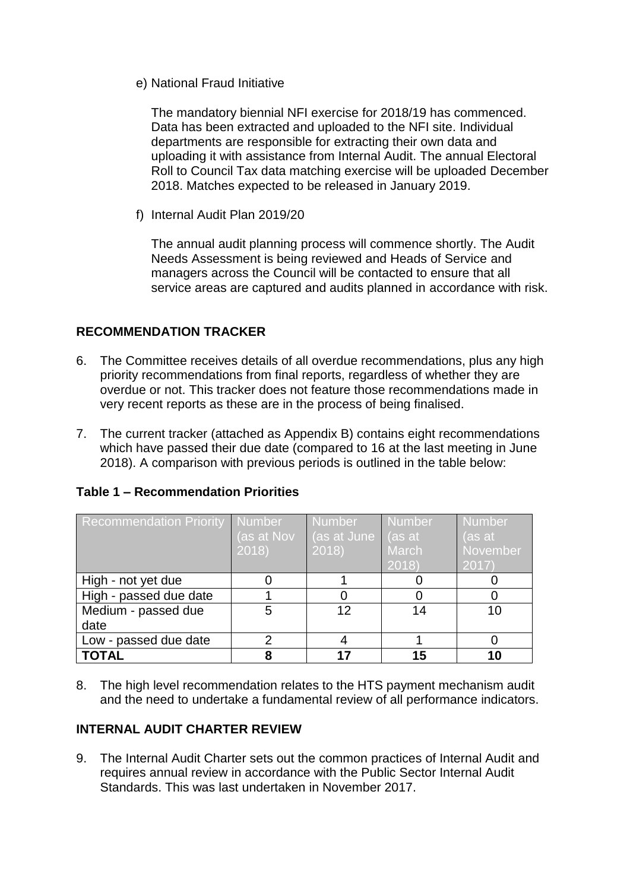e) National Fraud Initiative

   The mandatory biennial NFI exercise for 2018/19 has commenced. Data has been extracted and uploaded to the NFI site. Individual departments are responsible for extracting their own data and uploading it with assistance from Internal Audit. The annual Electoral Roll to Council Tax data matching exercise will be uploaded December 2018. Matches expected to be released in January 2019.

f) Internal Audit Plan 2019/20

   The annual audit planning process will commence shortly. The Audit Needs Assessment is being reviewed and Heads of Service and managers across the Council will be contacted to ensure that all service areas are captured and audits planned in accordance with risk.

## RECOMMENDATION TRACKER

6. The Committee receives details of all overdue recommendations, plus any high priority recommendations from final reports, regardless of whether they are overdue or not. This tracker does not feature those recommendations made in very recent reports as these are in the process of being finalised.

7. The current tracker (attached as Appendix B) contains eight recommendations which have passed their due date (compared to 16 at the last meeting in June 2018). A comparison with previous periods is outlined in the table below:

**Table 1 – Recommendation Priorities**

| Recommendation Priority | Number (as at Nov 2018) | Number (as at June 2018) | Number (as at March 2018) | Number (as at November 2017) |
|---|---|---|---|---|
| High - not yet due | 0 | 1 | 0 | 0 |
| High - passed due date | 1 | 0 | 0 | 0 |
| Medium - passed due date | 5 | 12 | 14 | 10 |
| Low - passed due date | 2 | 4 | 1 | 0 |
| **TOTAL** | **8** | **17** | **15** | **10** |

8. The high level recommendation relates to the HTS payment mechanism audit and the need to undertake a fundamental review of all performance indicators.

## INTERNAL AUDIT CHARTER REVIEW

9. The Internal Audit Charter sets out the common practices of Internal Audit and requires annual review in accordance with the Public Sector Internal Audit Standards. This was last undertaken in November 2017.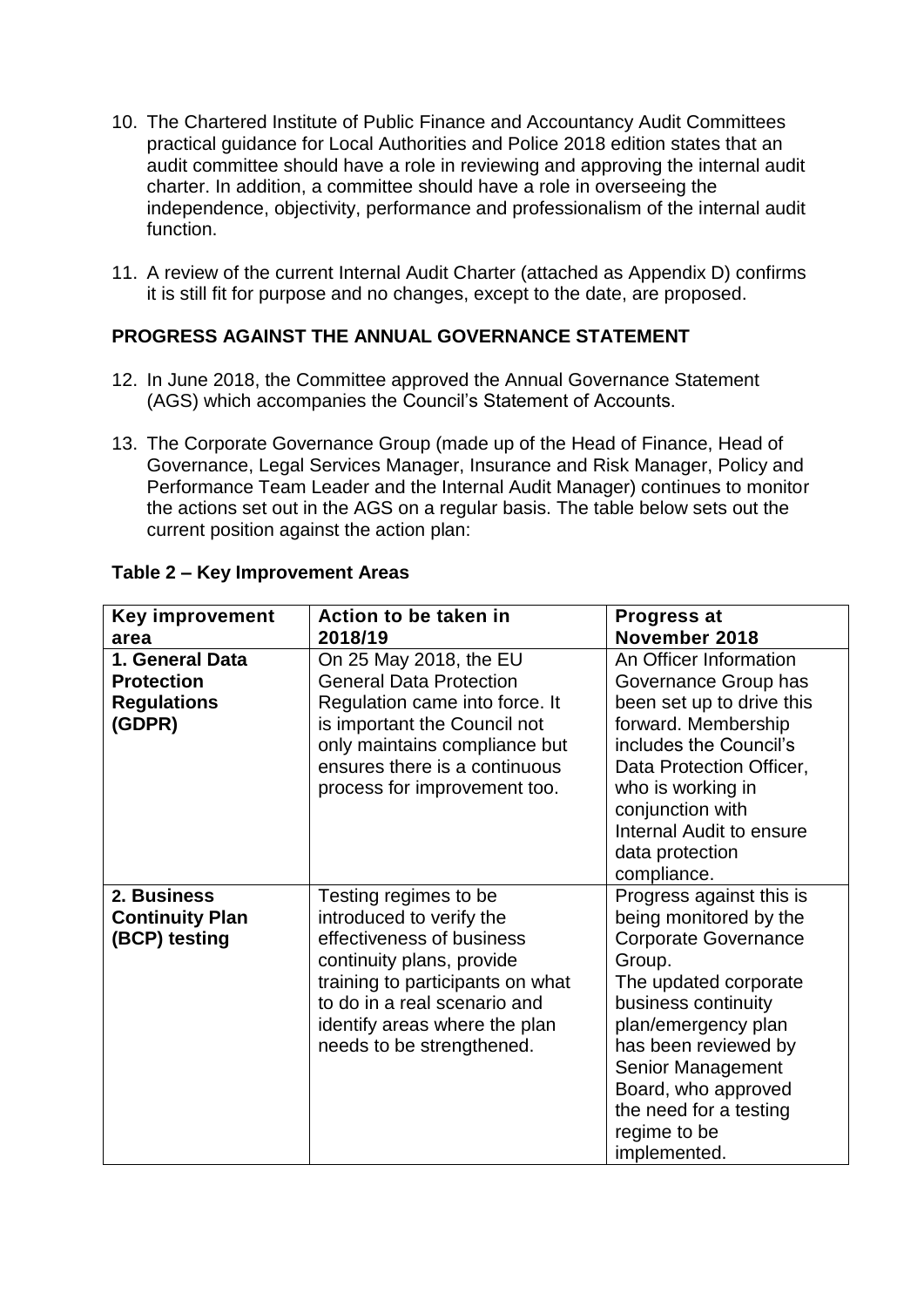10. The Chartered Institute of Public Finance and Accountancy Audit Committees practical guidance for Local Authorities and Police 2018 edition states that an audit committee should have a role in reviewing and approving the internal audit charter. In addition, a committee should have a role in overseeing the independence, objectivity, performance and professionalism of the internal audit function.

11. A review of the current Internal Audit Charter (attached as Appendix D) confirms it is still fit for purpose and no changes, except to the date, are proposed.

## PROGRESS AGAINST THE ANNUAL GOVERNANCE STATEMENT

12. In June 2018, the Committee approved the Annual Governance Statement (AGS) which accompanies the Council's Statement of Accounts.

13. The Corporate Governance Group (made up of the Head of Finance, Head of Governance, Legal Services Manager, Insurance and Risk Manager, Policy and Performance Team Leader and the Internal Audit Manager) continues to monitor the actions set out in the AGS on a regular basis. The table below sets out the current position against the action plan:

**Table 2 – Key Improvement Areas**

| Key improvement area | Action to be taken in 2018/19 | Progress at November 2018 |
|---|---|---|
| **1. General Data Protection Regulations (GDPR)** | On 25 May 2018, the EU General Data Protection Regulation came into force. It is important the Council not only maintains compliance but ensures there is a continuous process for improvement too. | An Officer Information Governance Group has been set up to drive this forward. Membership includes the Council's Data Protection Officer, who is working in conjunction with Internal Audit to ensure data protection compliance. |
| **2. Business Continuity Plan (BCP) testing** | Testing regimes to be introduced to verify the effectiveness of business continuity plans, provide training to participants on what to do in a real scenario and identify areas where the plan needs to be strengthened. | Progress against this is being monitored by the Corporate Governance Group. The updated corporate business continuity plan/emergency plan has been reviewed by Senior Management Board, who approved the need for a testing regime to be implemented. |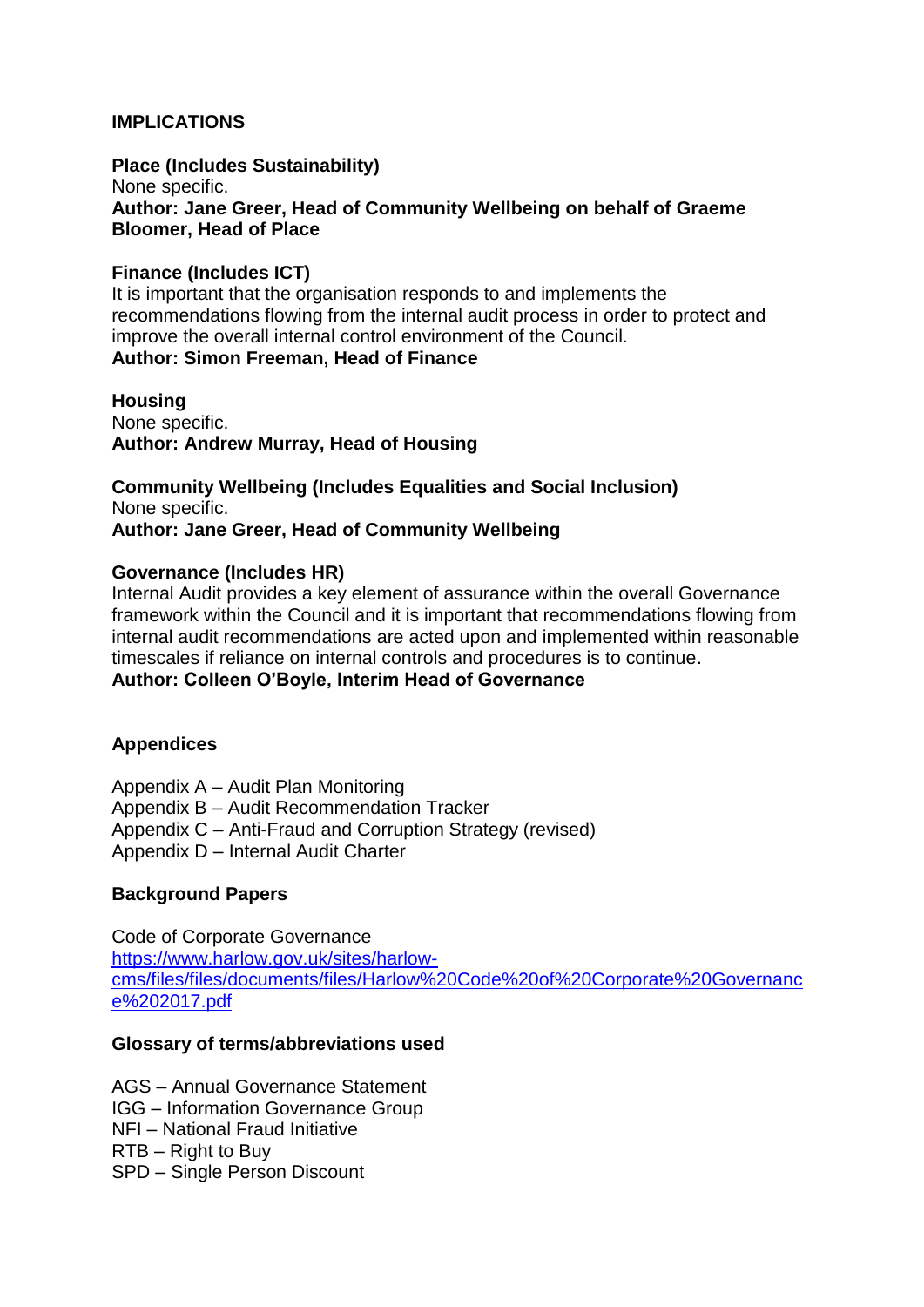## IMPLICATIONS

**Place (Includes Sustainability)**
None specific.
**Author: Jane Greer, Head of Community Wellbeing on behalf of Graeme Bloomer, Head of Place**

**Finance (Includes ICT)**
It is important that the organisation responds to and implements the recommendations flowing from the internal audit process in order to protect and improve the overall internal control environment of the Council.
**Author: Simon Freeman, Head of Finance**

**Housing**
None specific.
**Author: Andrew Murray, Head of Housing**

**Community Wellbeing (Includes Equalities and Social Inclusion)**
None specific.
**Author: Jane Greer, Head of Community Wellbeing**

**Governance (Includes HR)**
Internal Audit provides a key element of assurance within the overall Governance framework within the Council and it is important that recommendations flowing from internal audit recommendations are acted upon and implemented within reasonable timescales if reliance on internal controls and procedures is to continue.
**Author: Colleen O'Boyle, Interim Head of Governance**

## Appendices

Appendix A – Audit Plan Monitoring
Appendix B – Audit Recommendation Tracker
Appendix C – Anti-Fraud and Corruption Strategy (revised)
Appendix D – Internal Audit Charter

## Background Papers

Code of Corporate Governance
[https://www.harlow.gov.uk/sites/harlow-cms/files/files/documents/files/Harlow%20Code%20of%20Corporate%20Governance%202017.pdf](https://www.harlow.gov.uk/sites/harlow-cms/files/files/documents/files/Harlow%20Code%20of%20Corporate%20Governance%202017.pdf)

## Glossary of terms/abbreviations used

AGS – Annual Governance Statement
IGG – Information Governance Group
NFI – National Fraud Initiative
RTB – Right to Buy
SPD – Single Person Discount